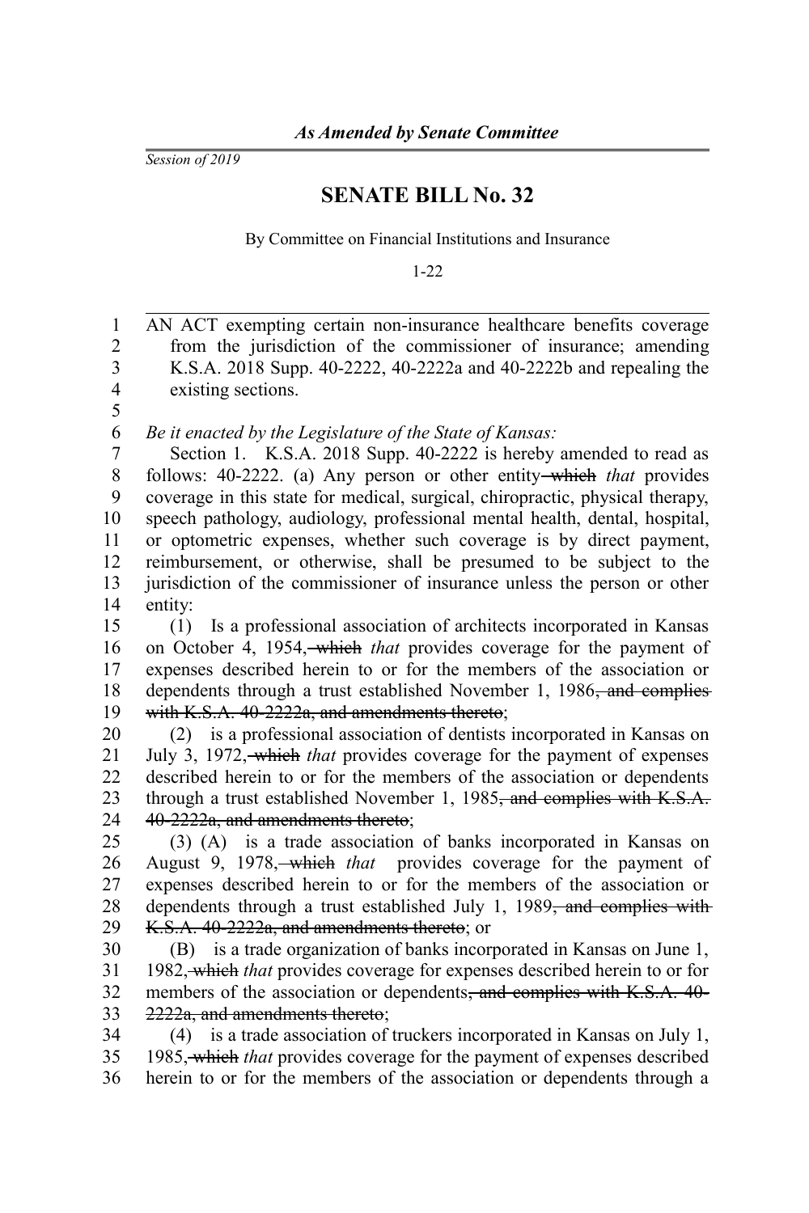*As Amended by Senate Committee*

*Session of 2019*

# SENATE BILL No. 32

By Committee on Financial Institutions and Insurance

1-22

AN ACT exempting certain non-insurance healthcare benefits coverage from the jurisdiction of the commissioner of insurance; amending K.S.A. 2018 Supp. 40-2222, 40-2222a and 40-2222b and repealing the existing sections.

*Be it enacted by the Legislature of the State of Kansas:*

Section 1. K.S.A. 2018 Supp. 40-2222 is hereby amended to read as follows: 40-2222. (a) Any person or other entity ~~which~~ *that* provides coverage in this state for medical, surgical, chiropractic, physical therapy, speech pathology, audiology, professional mental health, dental, hospital, or optometric expenses, whether such coverage is by direct payment, reimbursement, or otherwise, shall be presumed to be subject to the jurisdiction of the commissioner of insurance unless the person or other entity:

(1) Is a professional association of architects incorporated in Kansas on October 4, 1954, ~~which~~ *that* provides coverage for the payment of expenses described herein to or for the members of the association or dependents through a trust established November 1, 1986~~, and complies with K.S.A. 40-2222a, and amendments thereto~~;

(2) is a professional association of dentists incorporated in Kansas on July 3, 1972, ~~which~~ *that* provides coverage for the payment of expenses described herein to or for the members of the association or dependents through a trust established November 1, 1985~~, and complies with K.S.A. 40-2222a, and amendments thereto~~;

(3) (A) is a trade association of banks incorporated in Kansas on August 9, 1978, ~~which~~ *that* provides coverage for the payment of expenses described herein to or for the members of the association or dependents through a trust established July 1, 1989~~, and complies with K.S.A. 40-2222a, and amendments thereto~~; or

(B) is a trade organization of banks incorporated in Kansas on June 1, 1982, ~~which~~ *that* provides coverage for expenses described herein to or for members of the association or dependents~~, and complies with K.S.A. 40-2222a, and amendments thereto~~;

(4) is a trade association of truckers incorporated in Kansas on July 1, 1985, ~~which~~ *that* provides coverage for the payment of expenses described herein to or for the members of the association or dependents through a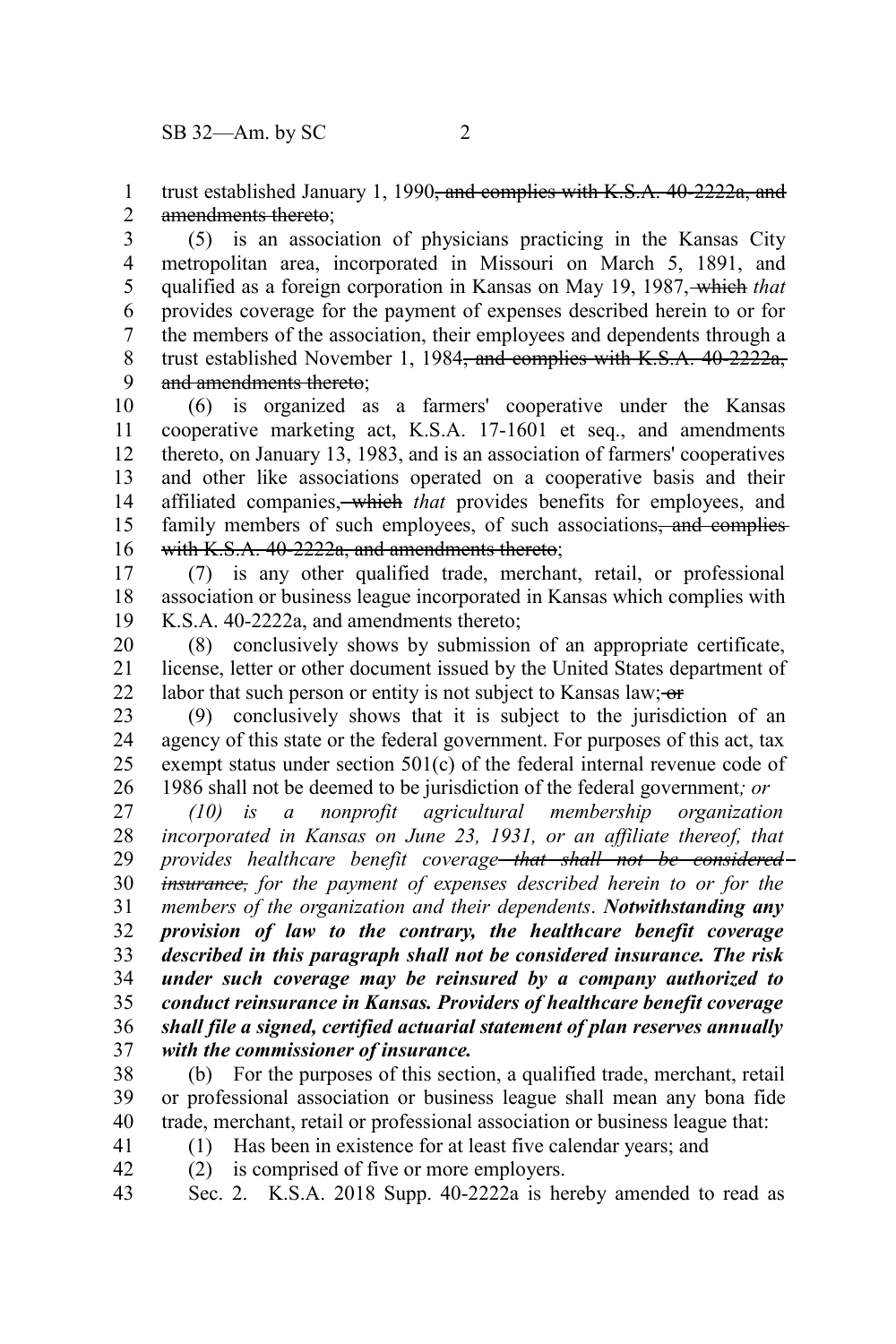trust established January 1, 1990~~, and complies with K.S.A. 40-2222a, and amendments thereto~~;

(5) is an association of physicians practicing in the Kansas City metropolitan area, incorporated in Missouri on March 5, 1891, and qualified as a foreign corporation in Kansas on May 19, 1987~~, which~~ *that* provides coverage for the payment of expenses described herein to or for the members of the association, their employees and dependents through a trust established November 1, 1984~~, and complies with K.S.A. 40-2222a, and amendments thereto~~;

(6) is organized as a farmers' cooperative under the Kansas cooperative marketing act, K.S.A. 17-1601 et seq., and amendments thereto, on January 13, 1983, and is an association of farmers' cooperatives and other like associations operated on a cooperative basis and their affiliated companies~~, which~~ *that* provides benefits for employees, and family members of such employees, of such associations~~, and complies with K.S.A. 40-2222a, and amendments thereto~~;

(7) is any other qualified trade, merchant, retail, or professional association or business league incorporated in Kansas which complies with K.S.A. 40-2222a, and amendments thereto;

(8) conclusively shows by submission of an appropriate certificate, license, letter or other document issued by the United States department of labor that such person or entity is not subject to Kansas law;~~ or~~

(9) conclusively shows that it is subject to the jurisdiction of an agency of this state or the federal government. For purposes of this act, tax exempt status under section 501(c) of the federal internal revenue code of 1986 shall not be deemed to be jurisdiction of the federal government*; or*

*(10) is a nonprofit agricultural membership organization incorporated in Kansas on June 23, 1931, or an affiliate thereof, that provides healthcare benefit coverage~~ that shall not be considered insurance,~~ for the payment of expenses described herein to or for the members of the organization and their dependents*. ***Notwithstanding any provision of law to the contrary, the healthcare benefit coverage described in this paragraph shall not be considered insurance. The risk under such coverage may be reinsured by a company authorized to conduct reinsurance in Kansas. Providers of healthcare benefit coverage shall file a signed, certified actuarial statement of plan reserves annually with the commissioner of insurance.***

(b) For the purposes of this section, a qualified trade, merchant, retail or professional association or business league shall mean any bona fide trade, merchant, retail or professional association or business league that:

(1) Has been in existence for at least five calendar years; and

(2) is comprised of five or more employers.

Sec. 2. K.S.A. 2018 Supp. 40-2222a is hereby amended to read as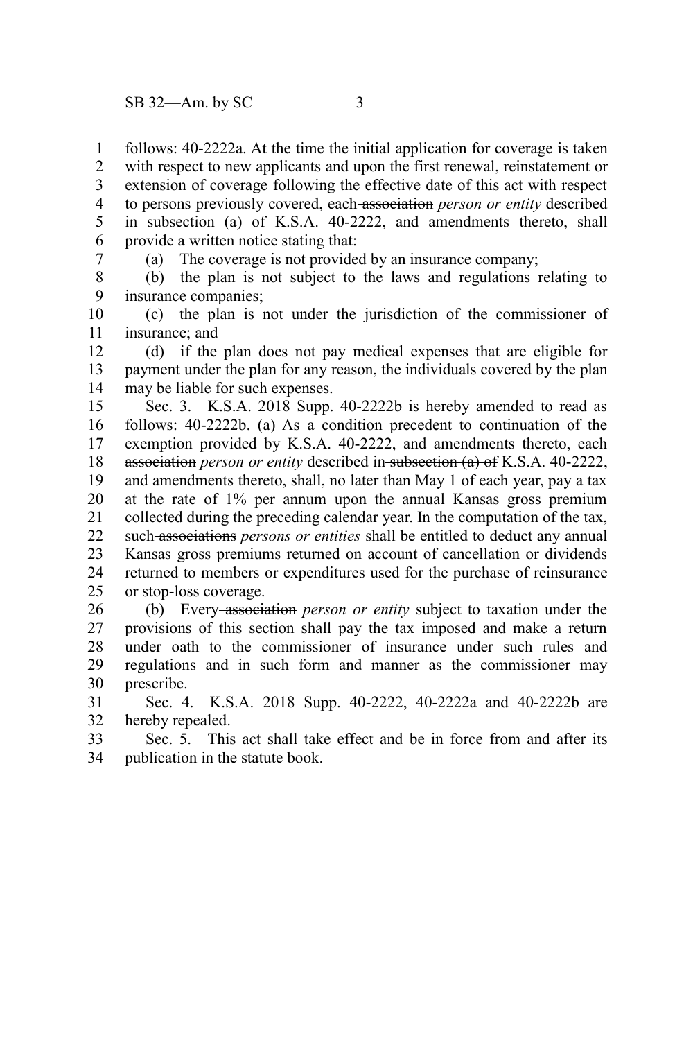follows: 40-2222a. At the time the initial application for coverage is taken with respect to new applicants and upon the first renewal, reinstatement or extension of coverage following the effective date of this act with respect to persons previously covered, each ~~association~~ *person or entity* described in ~~subsection (a) of~~ K.S.A. 40-2222, and amendments thereto, shall provide a written notice stating that:

(a) The coverage is not provided by an insurance company;

(b) the plan is not subject to the laws and regulations relating to insurance companies;

(c) the plan is not under the jurisdiction of the commissioner of insurance; and

(d) if the plan does not pay medical expenses that are eligible for payment under the plan for any reason, the individuals covered by the plan may be liable for such expenses.

Sec. 3. K.S.A. 2018 Supp. 40-2222b is hereby amended to read as follows: 40-2222b. (a) As a condition precedent to continuation of the exemption provided by K.S.A. 40-2222, and amendments thereto, each ~~association~~ *person or entity* described in ~~subsection (a) of~~ K.S.A. 40-2222, and amendments thereto, shall, no later than May 1 of each year, pay a tax at the rate of 1% per annum upon the annual Kansas gross premium collected during the preceding calendar year. In the computation of the tax, such ~~associations~~ *persons or entities* shall be entitled to deduct any annual Kansas gross premiums returned on account of cancellation or dividends returned to members or expenditures used for the purchase of reinsurance or stop-loss coverage.

(b) Every ~~association~~ *person or entity* subject to taxation under the provisions of this section shall pay the tax imposed and make a return under oath to the commissioner of insurance under such rules and regulations and in such form and manner as the commissioner may prescribe.

Sec. 4. K.S.A. 2018 Supp. 40-2222, 40-2222a and 40-2222b are hereby repealed.

Sec. 5. This act shall take effect and be in force from and after its publication in the statute book.